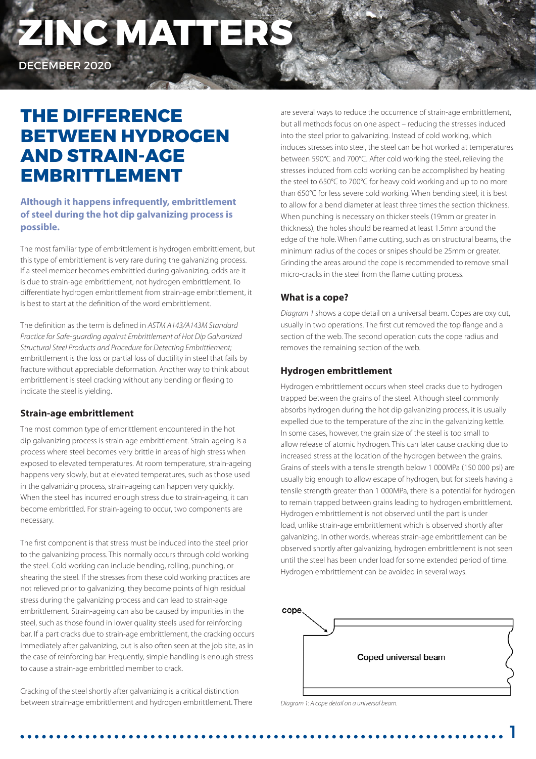# ZINC MATTERS

DECEMBER 2020

## THE DIFFERENCE BETWEEN HYDROGEN AND STRAIN-AGE EMBRITTLEMENT

**Although it happens infrequently, embrittlement of steel during the hot dip galvanizing process is possible.**

The most familiar type of embrittlement is hydrogen embrittlement, but this type of embrittlement is very rare during the galvanizing process. If a steel member becomes embrittled during galvanizing, odds are it is due to strain-age embrittlement, not hydrogen embrittlement. To differentiate hydrogen embrittlement from strain-age embrittlement, it is best to start at the definition of the word embrittlement.

The definition as the term is defined in *ASTM A143/A143M Standard Practice for Safe-guarding against Embrittlement of Hot Dip Galvanized Structural Steel Products and Procedure for Detecting Embrittlement;* embrittlement is the loss or partial loss of ductility in steel that fails by fracture without appreciable deformation. Another way to think about embrittlement is steel cracking without any bending or flexing to indicate the steel is yielding.

### Strain-age embrittlement

The most common type of embrittlement encountered in the hot dip galvanizing process is strain-age embrittlement. Strain-ageing is a process where steel becomes very brittle in areas of high stress when exposed to elevated temperatures. At room temperature, strain-ageing happens very slowly, but at elevated temperatures, such as those used in the galvanizing process, strain-ageing can happen very quickly. When the steel has incurred enough stress due to strain-ageing, it can become embrittled. For strain-ageing to occur, two components are necessary.

The first component is that stress must be induced into the steel prior to the galvanizing process. This normally occurs through cold working the steel. Cold working can include bending, rolling, punching, or shearing the steel. If the stresses from these cold working practices are not relieved prior to galvanizing, they become points of high residual stress during the galvanizing process and can lead to strain-age embrittlement. Strain-ageing can also be caused by impurities in the steel, such as those found in lower quality steels used for reinforcing bar. If a part cracks due to strain-age embrittlement, the cracking occurs immediately after galvanizing, but is also often seen at the job site, as in the case of reinforcing bar. Frequently, simple handling is enough stress to cause a strain-age embrittled member to crack.

Cracking of the steel shortly after galvanizing is a critical distinction between strain-age embrittlement and hydrogen embrittlement. There are several ways to reduce the occurrence of strain-age embrittlement, but all methods focus on one aspect – reducing the stresses induced into the steel prior to galvanizing. Instead of cold working, which induces stresses into steel, the steel can be hot worked at temperatures between 590°C and 700°C. After cold working the steel, relieving the stresses induced from cold working can be accomplished by heating the steel to 650°C to 700°C for heavy cold working and up to no more than 650°C for less severe cold working. When bending steel, it is best to allow for a bend diameter at least three times the section thickness. When punching is necessary on thicker steels (19mm or greater in thickness), the holes should be reamed at least 1.5mm around the edge of the hole. When flame cutting, such as on structural beams, the minimum radius of the copes or snipes should be 25mm or greater. Grinding the areas around the cope is recommended to remove small micro-cracks in the steel from the flame cutting process.

### What is a cope?

*Diagram 1* shows a cope detail on a universal beam. Copes are oxy cut, usually in two operations. The first cut removed the top flange and a section of the web. The second operation cuts the cope radius and removes the remaining section of the web.

### Hydrogen embrittlement

Hydrogen embrittlement occurs when steel cracks due to hydrogen trapped between the grains of the steel. Although steel commonly absorbs hydrogen during the hot dip galvanizing process, it is usually expelled due to the temperature of the zinc in the galvanizing kettle. In some cases, however, the grain size of the steel is too small to allow release of atomic hydrogen. This can later cause cracking due to increased stress at the location of the hydrogen between the grains. Grains of steels with a tensile strength below 1 000MPa (150 000 psi) are usually big enough to allow escape of hydrogen, but for steels having a tensile strength greater than 1 000MPa, there is a potential for hydrogen to remain trapped between grains leading to hydrogen embrittlement. Hydrogen embrittlement is not observed until the part is under load, unlike strain-age embrittlement which is observed shortly after galvanizing. In other words, whereas strain-age embrittlement can be observed shortly after galvanizing, hydrogen embrittlement is not seen until the steel has been under load for some extended period of time. Hydrogen embrittlement can be avoided in several ways.

cope

Coped universal beam

*Diagram 1: A cope detail on a universal beam.*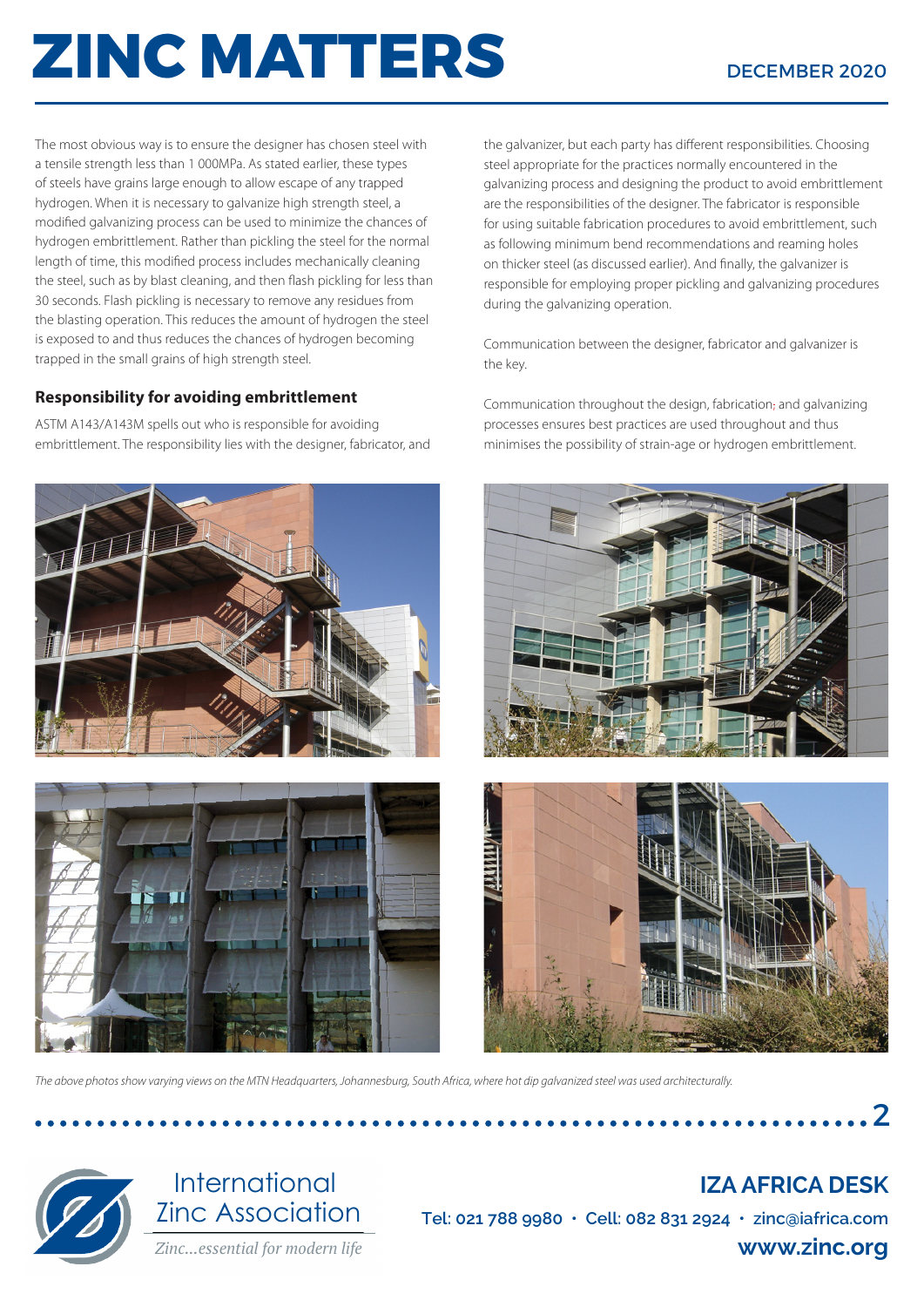The most obvious way is to ensure the designer has chosen steel with a tensile strength less than 1 000MPa. As stated earlier, these types of steels have grains large enough to allow escape of any trapped hydrogen. When it is necessary to galvanize high strength steel, a modified galvanizing process can be used to minimize the chances of hydrogen embrittlement. Rather than pickling the steel for the normal length of time, this modified process includes mechanically cleaning the steel, such as by blast cleaning, and then flash pickling for less than 30 seconds. Flash pickling is necessary to remove any residues from the blasting operation. This reduces the amount of hydrogen the steel is exposed to and thus reduces the chances of hydrogen becoming trapped in the small grains of high strength steel.

### Responsibility for avoiding embrittlement

ASTM A143/A143M spells out who is responsible for avoiding embrittlement. The responsibility lies with the designer, fabricator, and the galvanizer, but each party has different responsibilities. Choosing steel appropriate for the practices normally encountered in the galvanizing process and designing the product to avoid embrittlement are the responsibilities of the designer. The fabricator is responsible for using suitable fabrication procedures to avoid embrittlement, such as following minimum bend recommendations and reaming holes on thicker steel (as discussed earlier). And finally, the galvanizer is responsible for employing proper pickling and galvanizing procedures during the galvanizing operation.

Communication between the designer, fabricator and galvanizer is the key.

Communication throughout the design, fabrication, and galvanizing processes ensures best practices are used throughout and thus minimises the possibility of strain-age or hydrogen embrittlement.

*The above photos show varying views on the MTN Headquarters, Johannesburg, South Africa, where hot dip galvanized steel was used architecturally.*

International Zinc Association

*Zinc...essential for modern life*

**IZA AFRICA DESK**

Tel: 021 788 9980 · Cell: 082 831 2924 · zinc@iafrica.com

**www.zinc.org**